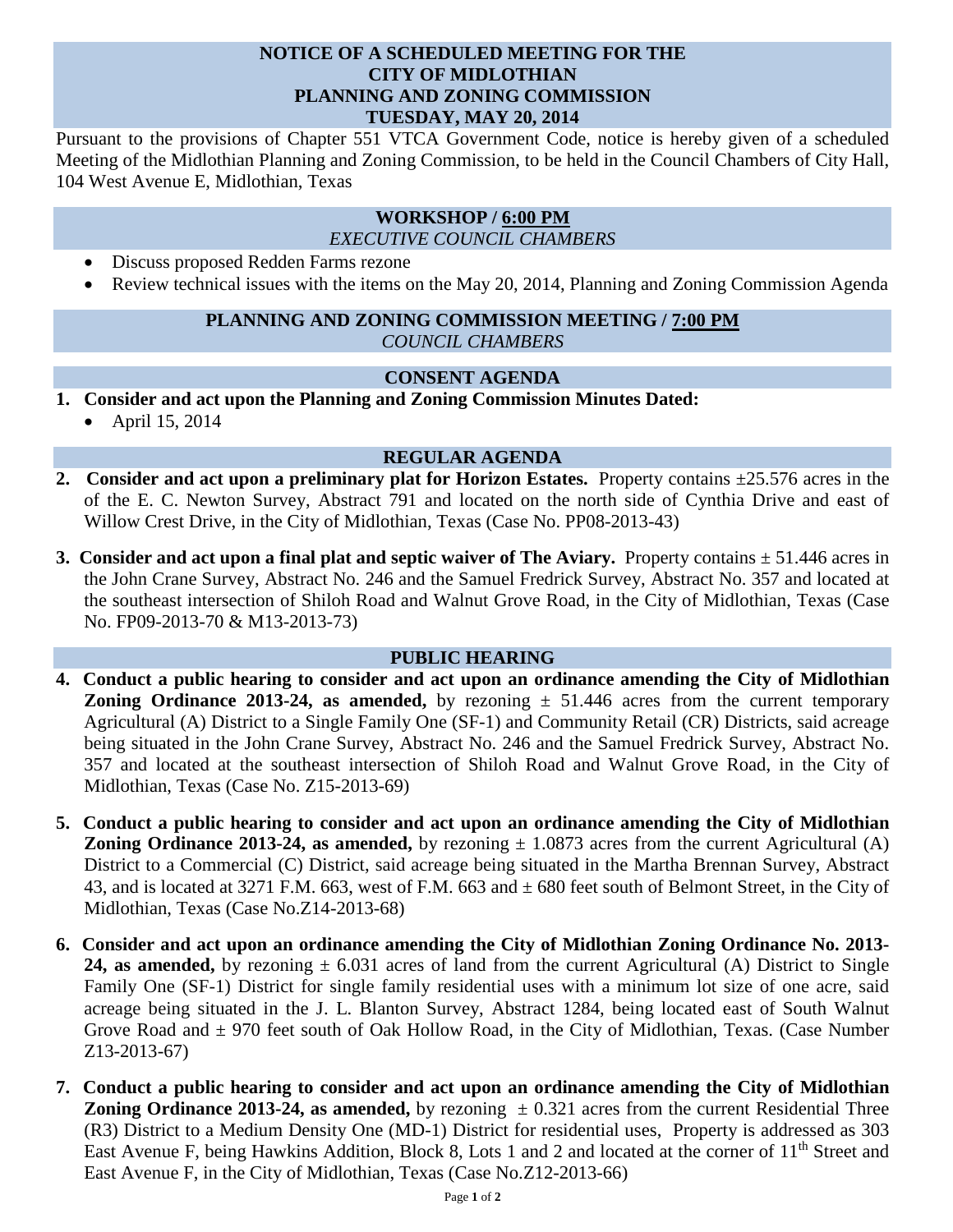# NOTICE OF A SCHEDULED MEETING FOR THE CITY OF MIDLOTHIAN PLANNING AND ZONING COMMISSION TUESDAY, MAY 20, 2014

Pursuant to the provisions of Chapter 551 VTCA Government Code, notice is hereby given of a scheduled Meeting of the Midlothian Planning and Zoning Commission, to be held in the Council Chambers of City Hall, 104 West Avenue E, Midlothian, Texas

## WORKSHOP / 6:00 PM
*EXECUTIVE COUNCIL CHAMBERS*

- Discuss proposed Redden Farms rezone
- Review technical issues with the items on the May 20, 2014, Planning and Zoning Commission Agenda

## PLANNING AND ZONING COMMISSION MEETING / 7:00 PM
*COUNCIL CHAMBERS*

## CONSENT AGENDA

1. **Consider and act upon the Planning and Zoning Commission Minutes Dated:**
   - April 15, 2014

## REGULAR AGENDA

2. **Consider and act upon a preliminary plat for Horizon Estates.** Property contains ±25.576 acres in the of the E. C. Newton Survey, Abstract 791 and located on the north side of Cynthia Drive and east of Willow Crest Drive, in the City of Midlothian, Texas (Case No. PP08-2013-43)

3. **Consider and act upon a final plat and septic waiver of The Aviary.** Property contains ± 51.446 acres in the John Crane Survey, Abstract No. 246 and the Samuel Fredrick Survey, Abstract No. 357 and located at the southeast intersection of Shiloh Road and Walnut Grove Road, in the City of Midlothian, Texas (Case No. FP09-2013-70 & M13-2013-73)

## PUBLIC HEARING

4. **Conduct a public hearing to consider and act upon an ordinance amending the City of Midlothian Zoning Ordinance 2013-24, as amended,** by rezoning ± 51.446 acres from the current temporary Agricultural (A) District to a Single Family One (SF-1) and Community Retail (CR) Districts, said acreage being situated in the John Crane Survey, Abstract No. 246 and the Samuel Fredrick Survey, Abstract No. 357 and located at the southeast intersection of Shiloh Road and Walnut Grove Road, in the City of Midlothian, Texas (Case No. Z15-2013-69)

5. **Conduct a public hearing to consider and act upon an ordinance amending the City of Midlothian Zoning Ordinance 2013-24, as amended,** by rezoning ± 1.0873 acres from the current Agricultural (A) District to a Commercial (C) District, said acreage being situated in the Martha Brennan Survey, Abstract 43, and is located at 3271 F.M. 663, west of F.M. 663 and ± 680 feet south of Belmont Street, in the City of Midlothian, Texas (Case No.Z14-2013-68)

6. **Consider and act upon an ordinance amending the City of Midlothian Zoning Ordinance No. 2013-24, as amended,** by rezoning ± 6.031 acres of land from the current Agricultural (A) District to Single Family One (SF-1) District for single family residential uses with a minimum lot size of one acre, said acreage being situated in the J. L. Blanton Survey, Abstract 1284, being located east of South Walnut Grove Road and ± 970 feet south of Oak Hollow Road, in the City of Midlothian, Texas. (Case Number Z13-2013-67)

7. **Conduct a public hearing to consider and act upon an ordinance amending the City of Midlothian Zoning Ordinance 2013-24, as amended,** by rezoning ± 0.321 acres from the current Residential Three (R3) District to a Medium Density One (MD-1) District for residential uses, Property is addressed as 303 East Avenue F, being Hawkins Addition, Block 8, Lots 1 and 2 and located at the corner of 11th Street and East Avenue F, in the City of Midlothian, Texas (Case No.Z12-2013-66)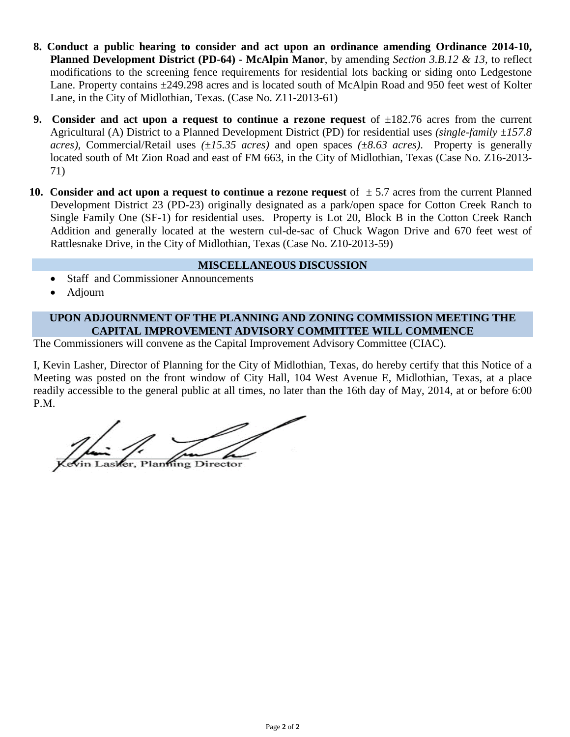8. **Conduct a public hearing to consider and act upon an ordinance amending Ordinance 2014-10, Planned Development District (PD-64) - McAlpin Manor**, by amending *Section 3.B.12 & 13*, to reflect modifications to the screening fence requirements for residential lots backing or siding onto Ledgestone Lane. Property contains ±249.298 acres and is located south of McAlpin Road and 950 feet west of Kolter Lane, in the City of Midlothian, Texas. (Case No. Z11-2013-61)

9. **Consider and act upon a request to continue a rezone request** of ±182.76 acres from the current Agricultural (A) District to a Planned Development District (PD) for residential uses *(single-family ±157.8 acres)*, Commercial/Retail uses *(±15.35 acres)* and open spaces *(±8.63 acres)*. Property is generally located south of Mt Zion Road and east of FM 663, in the City of Midlothian, Texas (Case No. Z16-2013-71)

10. **Consider and act upon a request to continue a rezone request** of ± 5.7 acres from the current Planned Development District 23 (PD-23) originally designated as a park/open space for Cotton Creek Ranch to Single Family One (SF-1) for residential uses. Property is Lot 20, Block B in the Cotton Creek Ranch Addition and generally located at the western cul-de-sac of Chuck Wagon Drive and 670 feet west of Rattlesnake Drive, in the City of Midlothian, Texas (Case No. Z10-2013-59)

## MISCELLANEOUS DISCUSSION

- Staff and Commissioner Announcements
- Adjourn

## UPON ADJOURNMENT OF THE PLANNING AND ZONING COMMISSION MEETING THE CAPITAL IMPROVEMENT ADVISORY COMMITTEE WILL COMMENCE

The Commissioners will convene as the Capital Improvement Advisory Committee (CIAC).

I, Kevin Lasher, Director of Planning for the City of Midlothian, Texas, do hereby certify that this Notice of a Meeting was posted on the front window of City Hall, 104 West Avenue E, Midlothian, Texas, at a place readily accessible to the general public at all times, no later than the 16th day of May, 2014, at or before 6:00 P.M.

Kevin Lasher, Planning Director